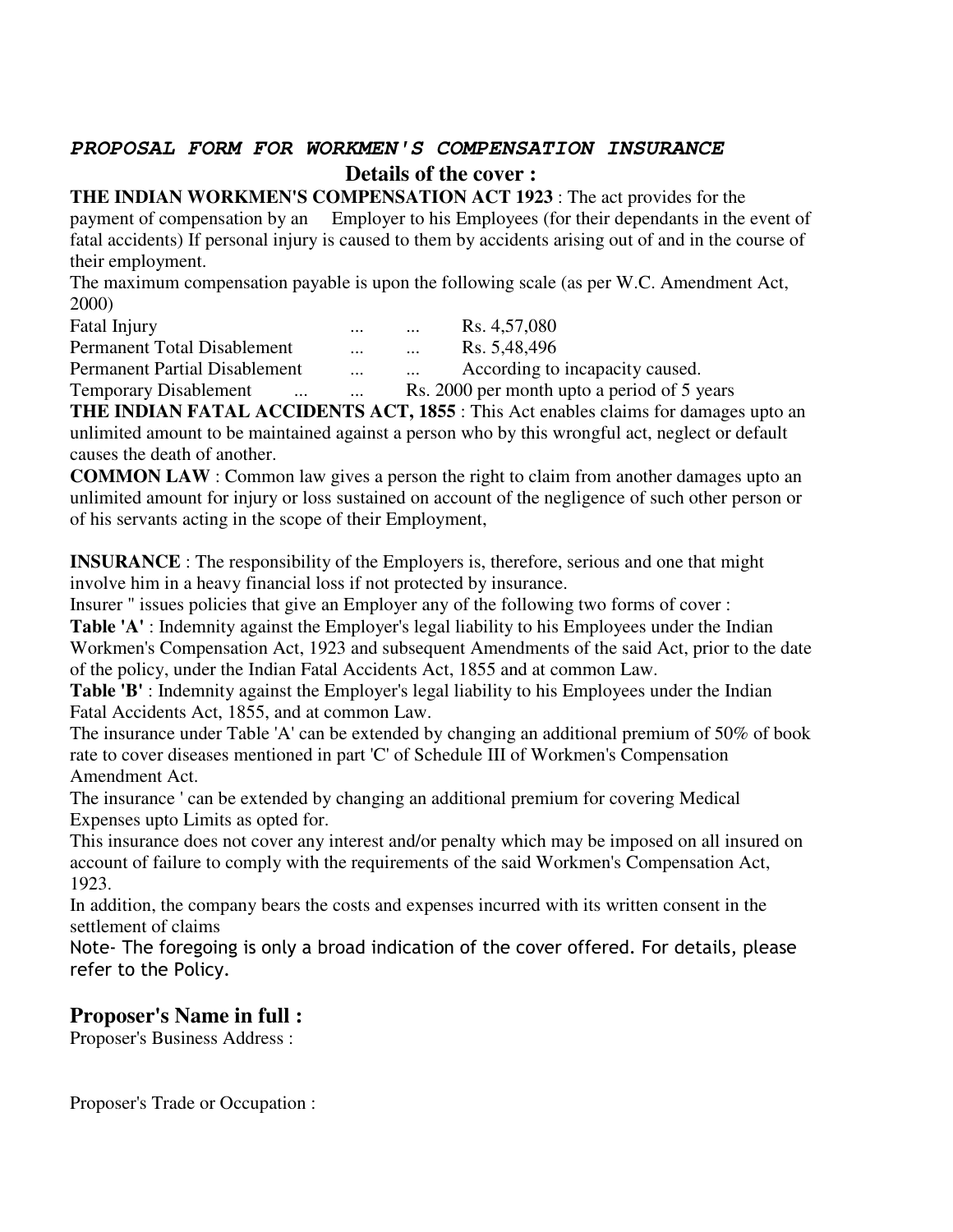***PROPOSAL FORM FOR WORKMEN'S COMPENSATION INSURANCE***

## Details of the cover :

**THE INDIAN WORKMEN'S COMPENSATION ACT 1923** : The act provides for the payment of compensation by an Employer to his Employees (for their dependants in the event of fatal accidents) If personal injury is caused to them by accidents arising out of and in the course of their employment.

The maximum compensation payable is upon the following scale (as per W.C. Amendment Act, 2000)

| | | | |
|---|---|---|---|
| Fatal Injury | ... | ... | Rs. 4,57,080 |
| Permanent Total Disablement | ... | ... | Rs. 5,48,496 |
| Permanent Partial Disablement | ... | ... | According to incapacity caused. |
| Temporary Disablement ... | ... | | Rs. 2000 per month upto a period of 5 years |

**THE INDIAN FATAL ACCIDENTS ACT, 1855** : This Act enables claims for damages upto an unlimited amount to be maintained against a person who by this wrongful act, neglect or default causes the death of another.

**COMMON LAW** : Common law gives a person the right to claim from another damages upto an unlimited amount for injury or loss sustained on account of the negligence of such other person or of his servants acting in the scope of their Employment,

**INSURANCE** : The responsibility of the Employers is, therefore, serious and one that might involve him in a heavy financial loss if not protected by insurance.

Insurer " issues policies that give an Employer any of the following two forms of cover :

**Table 'A'** : Indemnity against the Employer's legal liability to his Employees under the Indian Workmen's Compensation Act, 1923 and subsequent Amendments of the said Act, prior to the date of the policy, under the Indian Fatal Accidents Act, 1855 and at common Law.

**Table 'B'** : Indemnity against the Employer's legal liability to his Employees under the Indian Fatal Accidents Act, 1855, and at common Law.

The insurance under Table 'A' can be extended by changing an additional premium of 50% of book rate to cover diseases mentioned in part 'C' of Schedule III of Workmen's Compensation Amendment Act.

The insurance ' can be extended by changing an additional premium for covering Medical Expenses upto Limits as opted for.

This insurance does not cover any interest and/or penalty which may be imposed on all insured on account of failure to comply with the requirements of the said Workmen's Compensation Act, 1923.

In addition, the company bears the costs and expenses incurred with its written consent in the settlement of claims

Note- The foregoing is only a broad indication of the cover offered. For details, please refer to the Policy.

## Proposer's Name in full :

Proposer's Business Address :

Proposer's Trade or Occupation :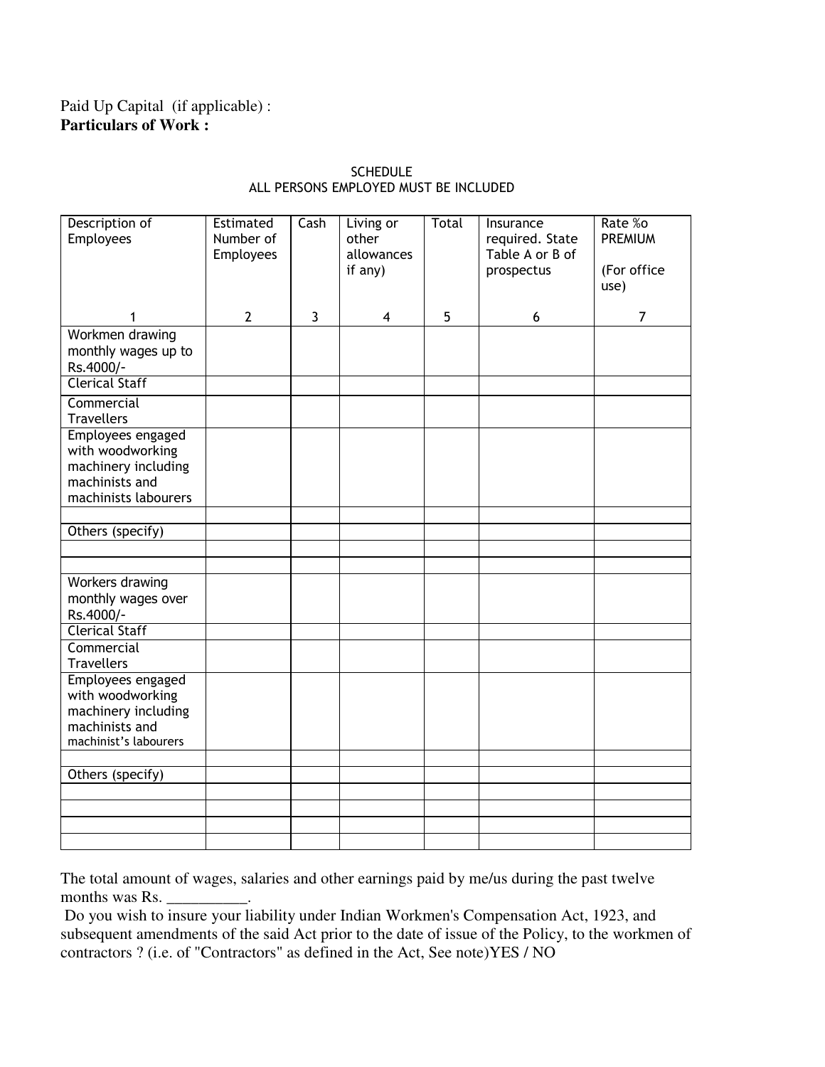Paid Up Capital (if applicable) :
**Particulars of Work :**

SCHEDULE
ALL PERSONS EMPLOYED MUST BE INCLUDED

| Description of Employees | Estimated Number of Employees | Cash | Living or other allowances if any) | Total | Insurance required. State Table A or B of prospectus | Rate %o PREMIUM (For office use) |
|---|---|---|---|---|---|---|
| 1 | 2 | 3 | 4 | 5 | 6 | 7 |
| Workmen drawing monthly wages up to Rs.4000/- | | | | | | |
| Clerical Staff | | | | | | |
| Commercial Travellers | | | | | | |
| Employees engaged with woodworking machinery including machinists and machinists labourers | | | | | | |
| | | | | | | |
| Others (specify) | | | | | | |
| | | | | | | |
| | | | | | | |
| Workers drawing monthly wages over Rs.4000/- | | | | | | |
| Clerical Staff | | | | | | |
| Commercial Travellers | | | | | | |
| Employees engaged with woodworking machinery including machinists and machinist's labourers | | | | | | |
| | | | | | | |
| Others (specify) | | | | | | |
| | | | | | | |
| | | | | | | |
| | | | | | | |
| | | | | | | |

The total amount of wages, salaries and other earnings paid by me/us during the past twelve months was Rs. __________.

Do you wish to insure your liability under Indian Workmen's Compensation Act, 1923, and subsequent amendments of the said Act prior to the date of issue of the Policy, to the workmen of contractors ? (i.e. of "Contractors" as defined in the Act, See note)YES / NO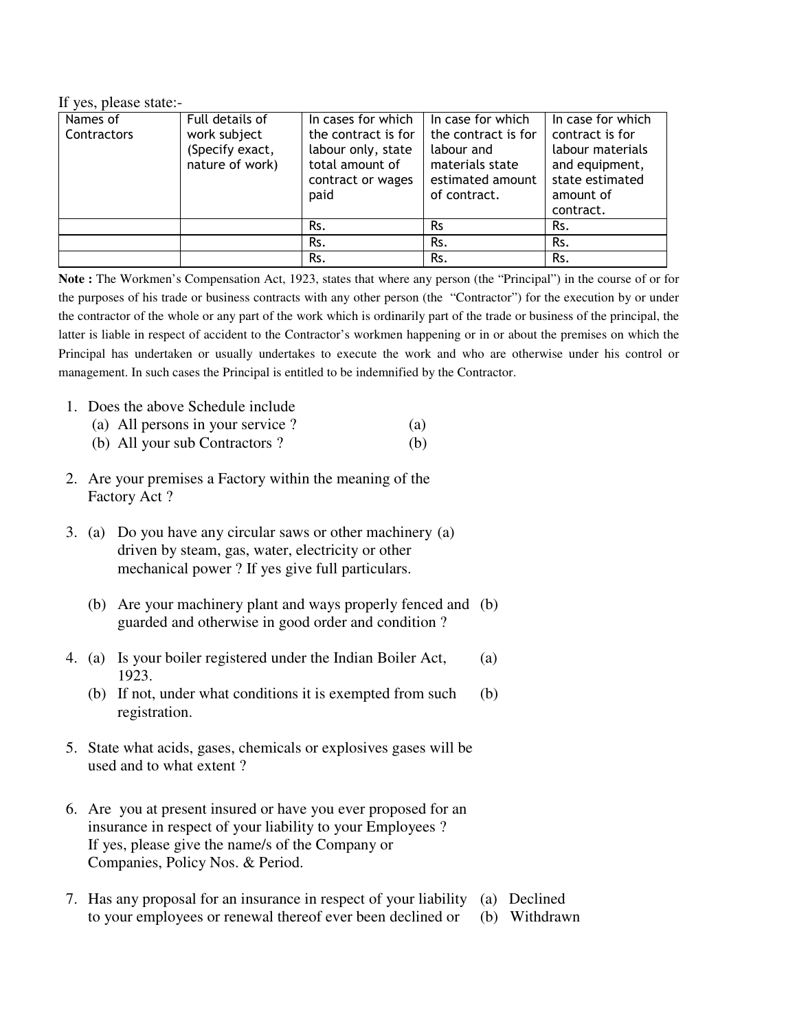If yes, please state:-

| Names of Contractors | Full details of work subject (Specify exact, nature of work) | In cases for which the contract is for labour only, state total amount of contract or wages paid | In case for which the contract is for labour and materials state estimated amount of contract. | In case for which contract is for labour materials and equipment, state estimated amount of contract. |
|---|---|---|---|---|
| | | Rs. | Rs | Rs. |
| | | Rs. | Rs. | Rs. |
| | | Rs. | Rs. | Rs. |

**Note :** The Workmen's Compensation Act, 1923, states that where any person (the "Principal") in the course of or for the purposes of his trade or business contracts with any other person (the "Contractor") for the execution by or under the contractor of the whole or any part of the work which is ordinarily part of the trade or business of the principal, the latter is liable in respect of accident to the Contractor's workmen happening or in or about the premises on which the Principal has undertaken or usually undertakes to execute the work and who are otherwise under his control or management. In such cases the Principal is entitled to be indemnified by the Contractor.

1. Does the above Schedule include
   (a) All persons in your service ? (a)
   (b) All your sub Contractors ? (b)

2. Are your premises a Factory within the meaning of the Factory Act ?

3. (a) Do you have any circular saws or other machinery driven by steam, gas, water, electricity or other mechanical power ? If yes give full particulars. (a)

   (b) Are your machinery plant and ways properly fenced and guarded and otherwise in good order and condition ? (b)

4. (a) Is your boiler registered under the Indian Boiler Act, 1923. (a)
   (b) If not, under what conditions it is exempted from such registration. (b)

5. State what acids, gases, chemicals or explosives gases will be used and to what extent ?

6. Are you at present insured or have you ever proposed for an insurance in respect of your liability to your Employees ? If yes, please give the name/s of the Company or Companies, Policy Nos. & Period.

7. Has any proposal for an insurance in respect of your liability to your employees or renewal thereof ever been declined or
   (a) Declined
   (b) Withdrawn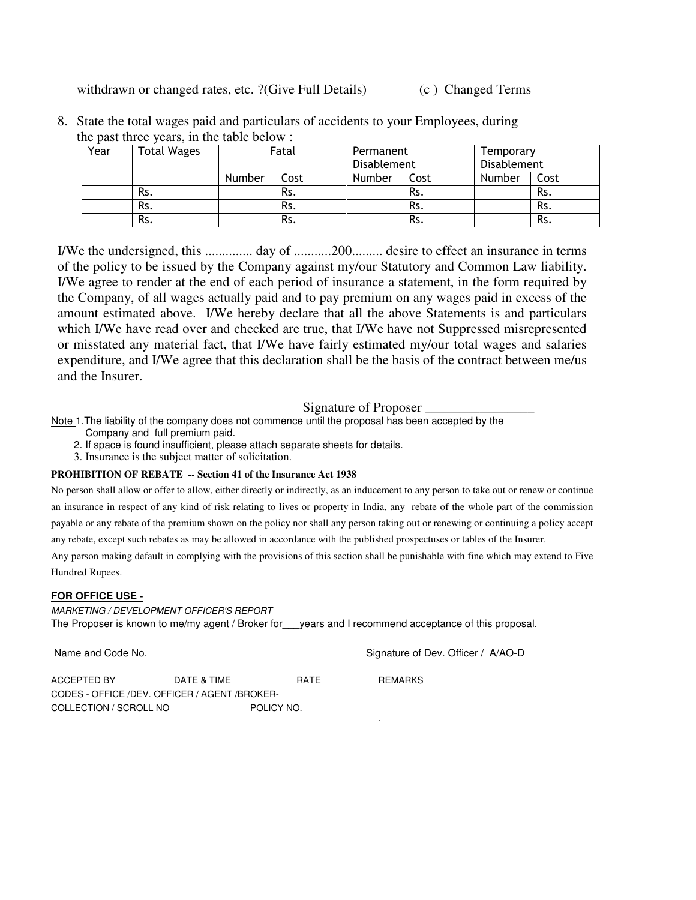withdrawn or changed rates, etc. ?(Give Full Details)  (c ) Changed Terms

8. State the total wages paid and particulars of accidents to your Employees, during the past three years, in the table below :

| Year | Total Wages | Fatal | | Permanent Disablement | | Temporary Disablement | |
|---|---|---|---|---|---|---|---|
| | | Number | Cost | Number | Cost | Number | Cost |
| | Rs. | | Rs. | | Rs. | | Rs. |
| | Rs. | | Rs. | | Rs. | | Rs. |
| | Rs. | | Rs. | | Rs. | | Rs. |

I/We the undersigned, this .............. day of ...........200......... desire to effect an insurance in terms of the policy to be issued by the Company against my/our Statutory and Common Law liability. I/We agree to render at the end of each period of insurance a statement, in the form required by the Company, of all wages actually paid and to pay premium on any wages paid in excess of the amount estimated above. I/We hereby declare that all the above Statements is and particulars which I/We have read over and checked are true, that I/We have not Suppressed misrepresented or misstated any material fact, that I/We have fairly estimated my/our total wages and salaries expenditure, and I/We agree that this declaration shall be the basis of the contract between me/us and the Insurer.

Signature of Proposer ________________

Note 1. The liability of the company does not commence until the proposal has been accepted by the Company and full premium paid.

2. If space is found insufficient, please attach separate sheets for details.

3. Insurance is the subject matter of solicitation.

**PROHIBITION OF REBATE -- Section 41 of the Insurance Act 1938**

No person shall allow or offer to allow, either directly or indirectly, as an inducement to any person to take out or renew or continue an insurance in respect of any kind of risk relating to lives or property in India, any rebate of the whole part of the commission payable or any rebate of the premium shown on the policy nor shall any person taking out or renewing or continuing a policy accept any rebate, except such rebates as may be allowed in accordance with the published prospectuses or tables of the Insurer.

Any person making default in complying with the provisions of this section shall be punishable with fine which may extend to Five Hundred Rupees.

**FOR OFFICE USE -**

*MARKETING / DEVELOPMENT OFFICER'S REPORT*

The Proposer is known to me/my agent / Broker for___years and I recommend acceptance of this proposal.

Name and Code No.  Signature of Dev. Officer / A/AO-D

ACCEPTED BY  DATE & TIME  RATE  REMARKS

CODES - OFFICE /DEV. OFFICER / AGENT /BROKER-

COLLECTION / SCROLL NO  POLICY NO.